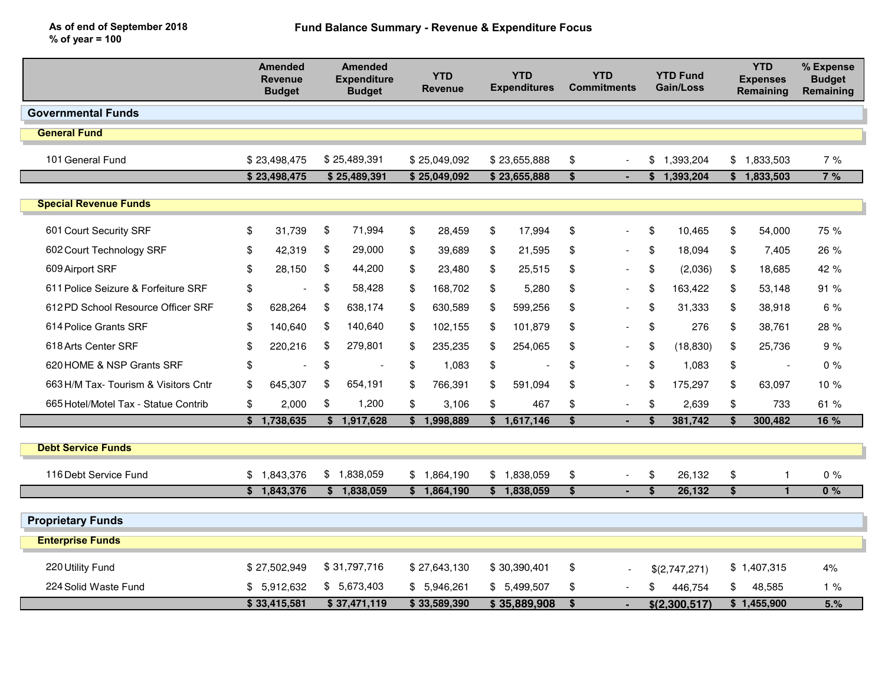As of end of September 2018
% of year = 100

# Fund Balance Summary - Revenue & Expenditure Focus

| | Amended Revenue Budget | Amended Expenditure Budget | YTD Revenue | YTD Expenditures | YTD Commitments | YTD Fund Gain/Loss | YTD Expenses Remaining | % Expense Budget Remaining |
|---|---|---|---|---|---|---|---|---|
| **Governmental Funds** | | | | | | | | |
| **General Fund** | | | | | | | | |
| 101 General Fund | $ 23,498,475 | $ 25,489,391 | $ 25,049,092 | $ 23,655,888 | $ - | $ 1,393,204 | $ 1,833,503 | 7 % |
| | **$ 23,498,475** | **$ 25,489,391** | **$ 25,049,092** | **$ 23,655,888** | **$ -** | **$ 1,393,204** | **$ 1,833,503** | **7 %** |
| **Special Revenue Funds** | | | | | | | | |
| 601 Court Security SRF | $ 31,739 | $ 71,994 | $ 28,459 | $ 17,994 | $ - | $ 10,465 | $ 54,000 | 75 % |
| 602 Court Technology SRF | $ 42,319 | $ 29,000 | $ 39,689 | $ 21,595 | $ - | $ 18,094 | $ 7,405 | 26 % |
| 609 Airport SRF | $ 28,150 | $ 44,200 | $ 23,480 | $ 25,515 | $ - | $ (2,036) | $ 18,685 | 42 % |
| 611 Police Seizure & Forfeiture SRF | $ - | $ 58,428 | $ 168,702 | $ 5,280 | $ - | $ 163,422 | $ 53,148 | 91 % |
| 612 PD School Resource Officer SRF | $ 628,264 | $ 638,174 | $ 630,589 | $ 599,256 | $ - | $ 31,333 | $ 38,918 | 6 % |
| 614 Police Grants SRF | $ 140,640 | $ 140,640 | $ 102,155 | $ 101,879 | $ - | $ 276 | $ 38,761 | 28 % |
| 618 Arts Center SRF | $ 220,216 | $ 279,801 | $ 235,235 | $ 254,065 | $ - | $ (18,830) | $ 25,736 | 9 % |
| 620 HOME & NSP Grants SRF | $ - | $ - | $ 1,083 | $ - | $ - | $ 1,083 | $ - | 0 % |
| 663 H/M Tax- Tourism & Visitors Cntr | $ 645,307 | $ 654,191 | $ 766,391 | $ 591,094 | $ - | $ 175,297 | $ 63,097 | 10 % |
| 665 Hotel/Motel Tax - Statue Contrib | $ 2,000 | $ 1,200 | $ 3,106 | $ 467 | $ - | $ 2,639 | $ 733 | 61 % |
| | **$ 1,738,635** | **$ 1,917,628** | **$ 1,998,889** | **$ 1,617,146** | **$ -** | **$ 381,742** | **$ 300,482** | **16 %** |
| **Debt Service Funds** | | | | | | | | |
| 116 Debt Service Fund | $ 1,843,376 | $ 1,838,059 | $ 1,864,190 | $ 1,838,059 | $ - | $ 26,132 | $ 1 | 0 % |
| | **$ 1,843,376** | **$ 1,838,059** | **$ 1,864,190** | **$ 1,838,059** | **$ -** | **$ 26,132** | **$ 1** | **0 %** |
| **Proprietary Funds** | | | | | | | | |
| **Enterprise Funds** | | | | | | | | |
| 220 Utility Fund | $ 27,502,949 | $ 31,797,716 | $ 27,643,130 | $ 30,390,401 | $ - | $(2,747,271) | $ 1,407,315 | 4% |
| 224 Solid Waste Fund | $ 5,912,632 | $ 5,673,403 | $ 5,946,261 | $ 5,499,507 | $ - | $ 446,754 | $ 48,585 | 1 % |
| | **$ 33,415,581** | **$ 37,471,119** | **$ 33,589,390** | **$ 35,889,908** | **$ -** | **$(2,300,517)** | **$ 1,455,900** | **5.%** |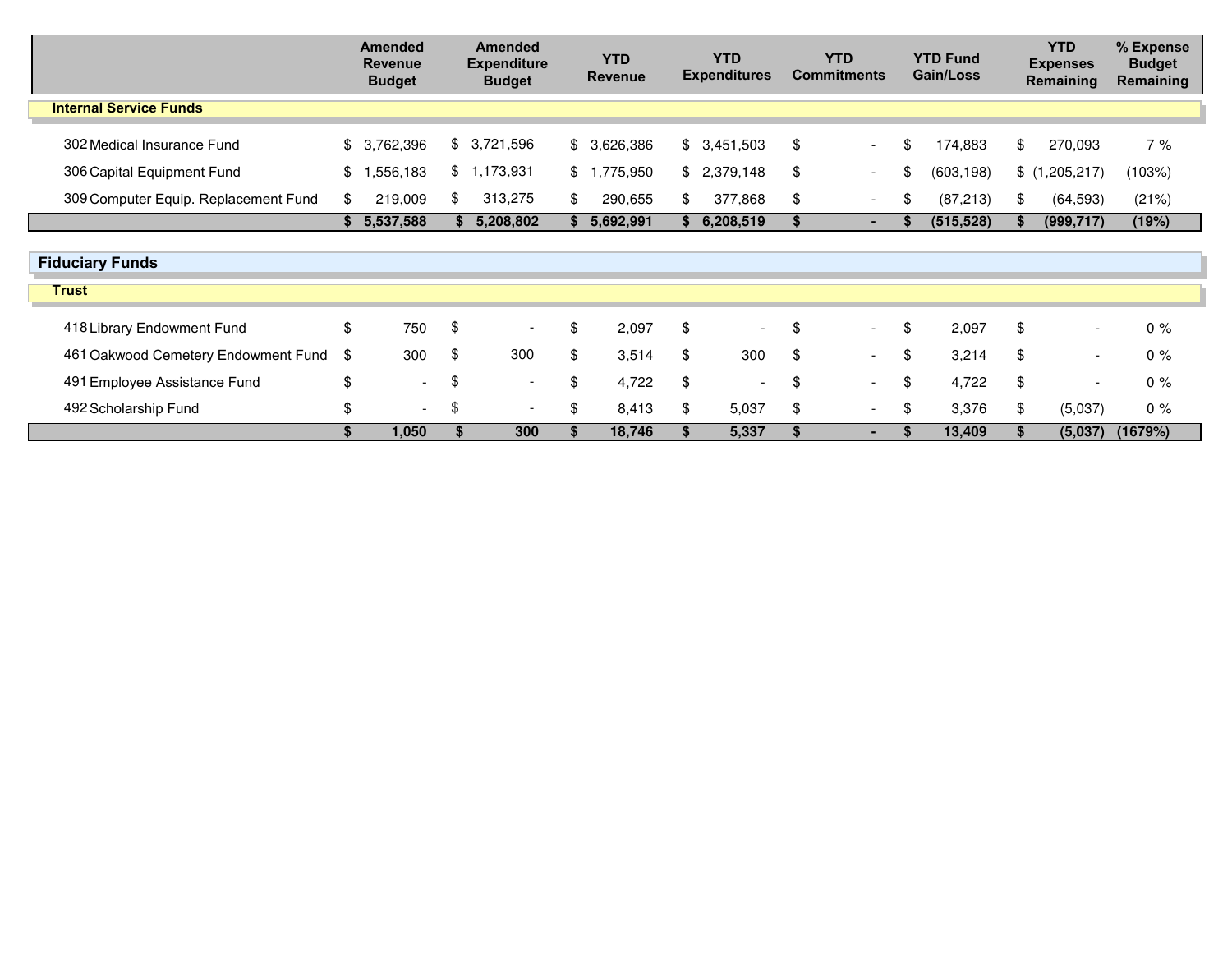| | Amended Revenue Budget | Amended Expenditure Budget | YTD Revenue | YTD Expenditures | YTD Commitments | YTD Fund Gain/Loss | YTD Expenses Remaining | % Expense Budget Remaining |
|---|---|---|---|---|---|---|---|---|
| **Internal Service Funds** | | | | | | | | |
| 302 Medical Insurance Fund | $ 3,762,396 | $ 3,721,596 | $ 3,626,386 | $ 3,451,503 | $ - | $ 174,883 | $ 270,093 | 7 % |
| 306 Capital Equipment Fund | $ 1,556,183 | $ 1,173,931 | $ 1,775,950 | $ 2,379,148 | $ - | $ (603,198) | $ (1,205,217) | (103%) |
| 309 Computer Equip. Replacement Fund | $ 219,009 | $ 313,275 | $ 290,655 | $ 377,868 | $ - | $ (87,213) | $ (64,593) | (21%) |
| | **$ 5,537,588** | **$ 5,208,802** | **$ 5,692,991** | **$ 6,208,519** | **$ -** | **$ (515,528)** | **$ (999,717)** | **(19%)** |
| **Fiduciary Funds** | | | | | | | | |
| **Trust** | | | | | | | | |
| 418 Library Endowment Fund | $ 750 | $ - | $ 2,097 | $ - | $ - | $ 2,097 | $ - | 0 % |
| 461 Oakwood Cemetery Endowment Fund | $ 300 | $ 300 | $ 3,514 | $ 300 | $ - | $ 3,214 | $ - | 0 % |
| 491 Employee Assistance Fund | $ - | $ - | $ 4,722 | $ - | $ - | $ 4,722 | $ - | 0 % |
| 492 Scholarship Fund | $ - | $ - | $ 8,413 | $ 5,037 | $ - | $ 3,376 | $ (5,037) | 0 % |
| | **$ 1,050** | **$ 300** | **$ 18,746** | **$ 5,337** | **$ -** | **$ 13,409** | **$ (5,037)** | **(1679%)** |